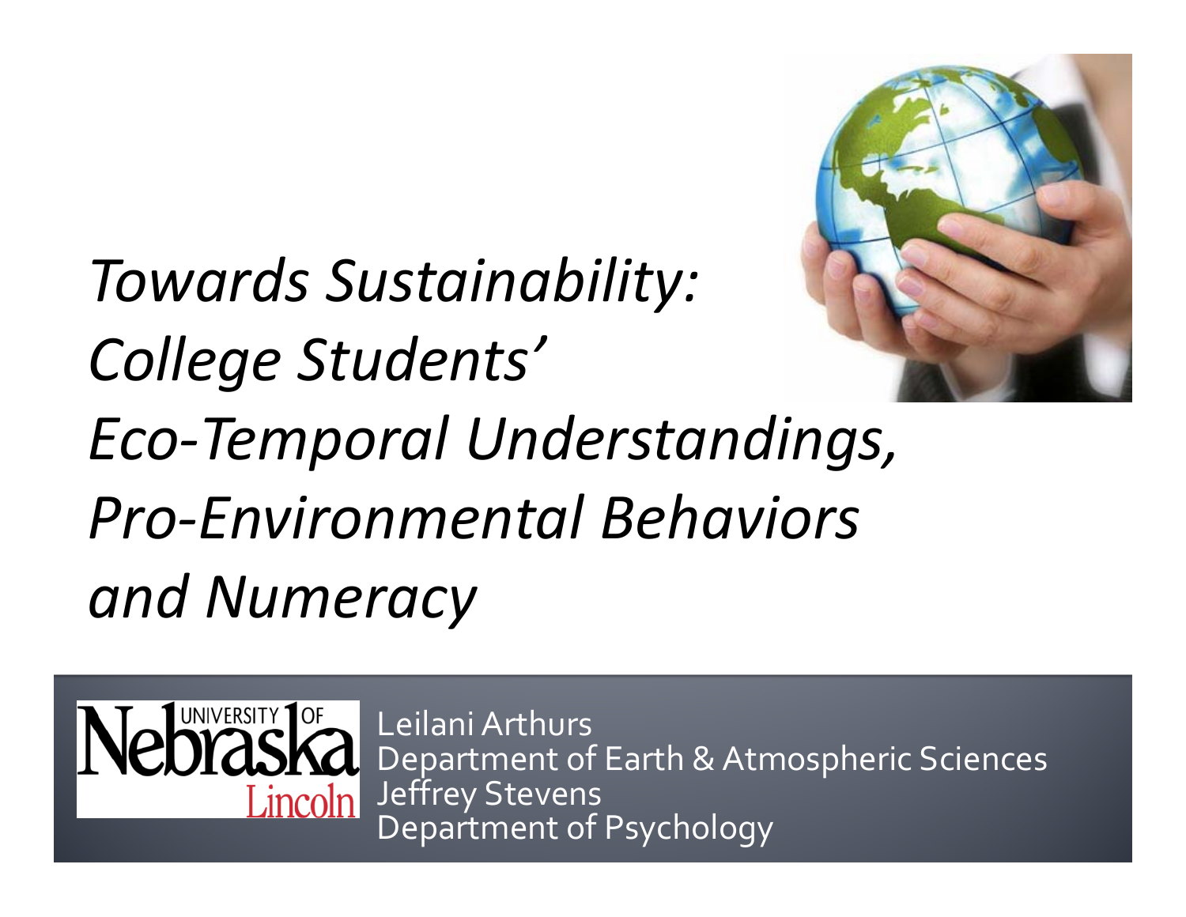# *Towards Sustainability: College Students' Eco-Temporal Understandings, Pro-Environmental Behaviors and Numeracy*

University of Nebraska Lincoln

Leilani Arthurs
Department of Earth & Atmospheric Sciences
Jeffrey Stevens
Department of Psychology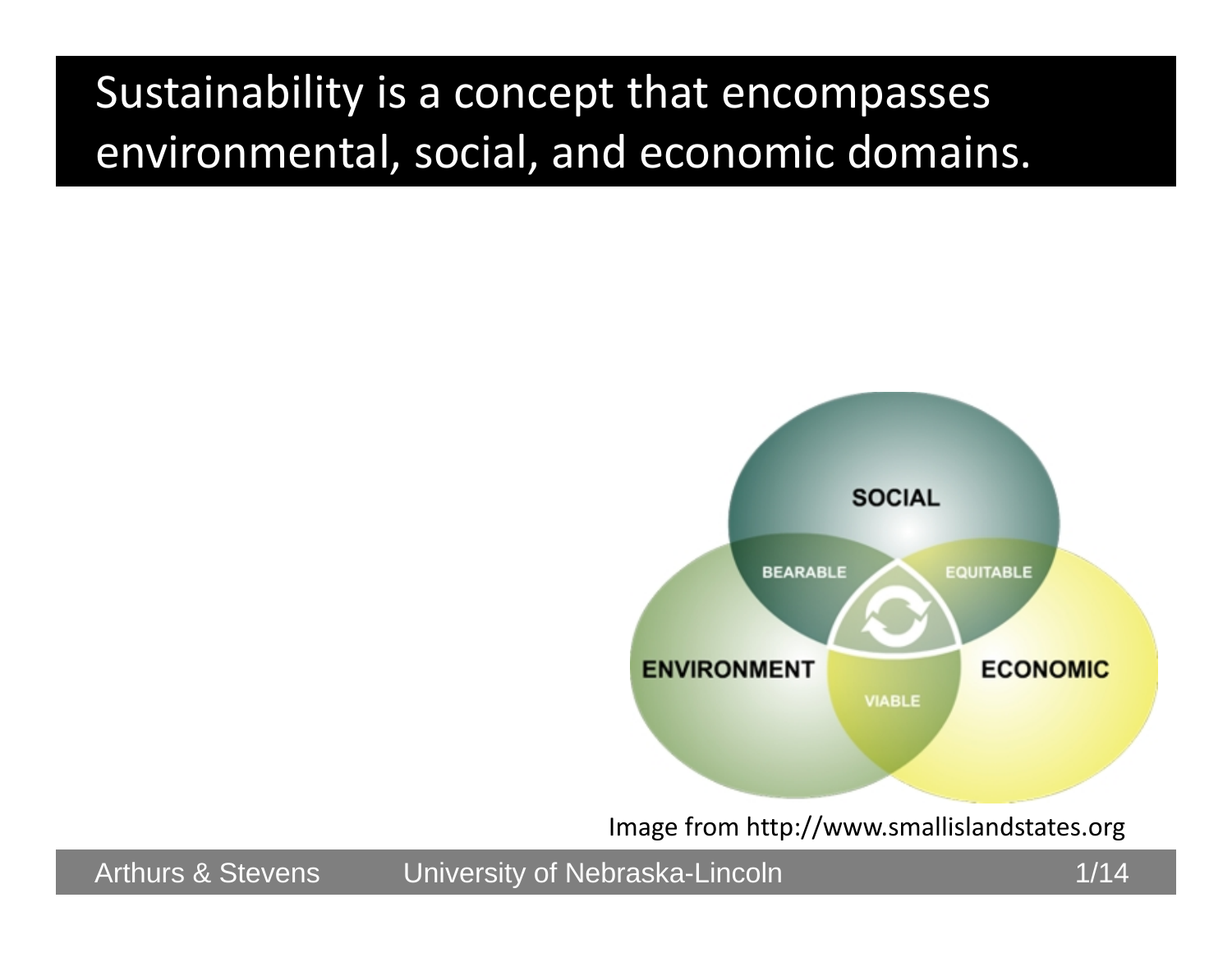# Sustainability is a concept that encompasses environmental, social, and economic domains.

Image from http://www.smallislandstates.org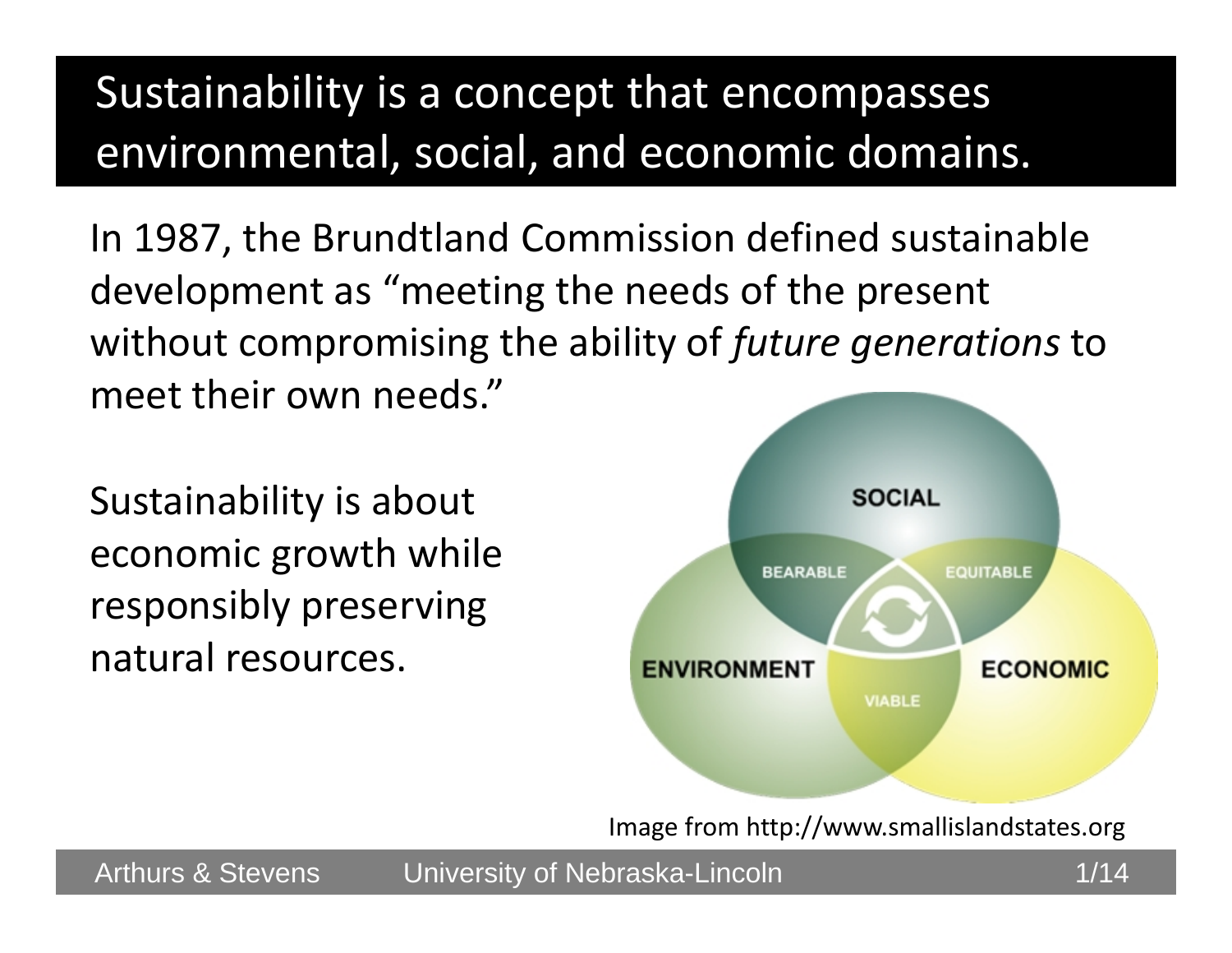# Sustainability is a concept that encompasses environmental, social, and economic domains.

In 1987, the Brundtland Commission defined sustainable development as "meeting the needs of the present without compromising the ability of *future generations* to meet their own needs."

Sustainability is about economic growth while responsibly preserving natural resources.

Image from http://www.smallislandstates.org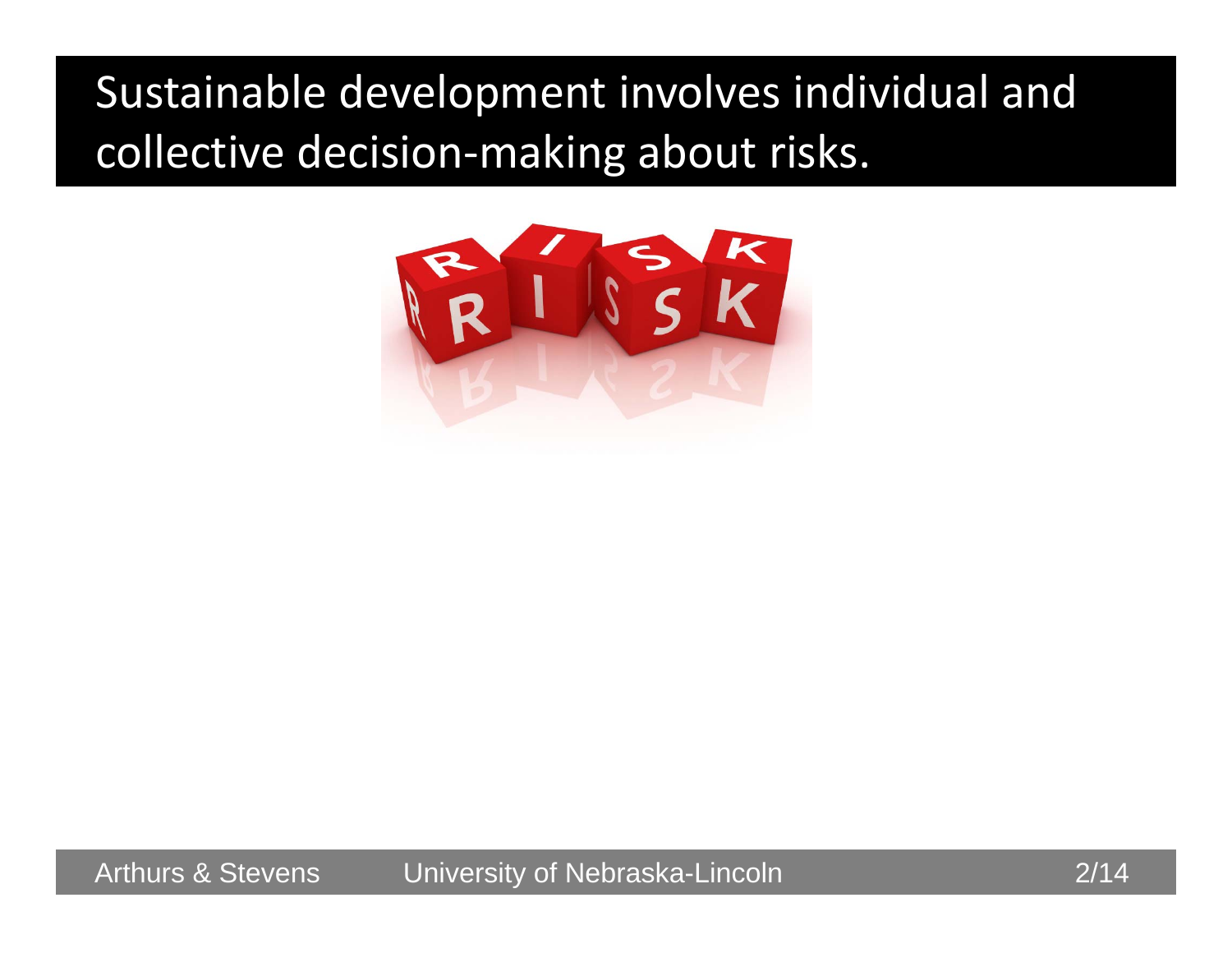# Sustainable development involves individual and collective decision-making about risks.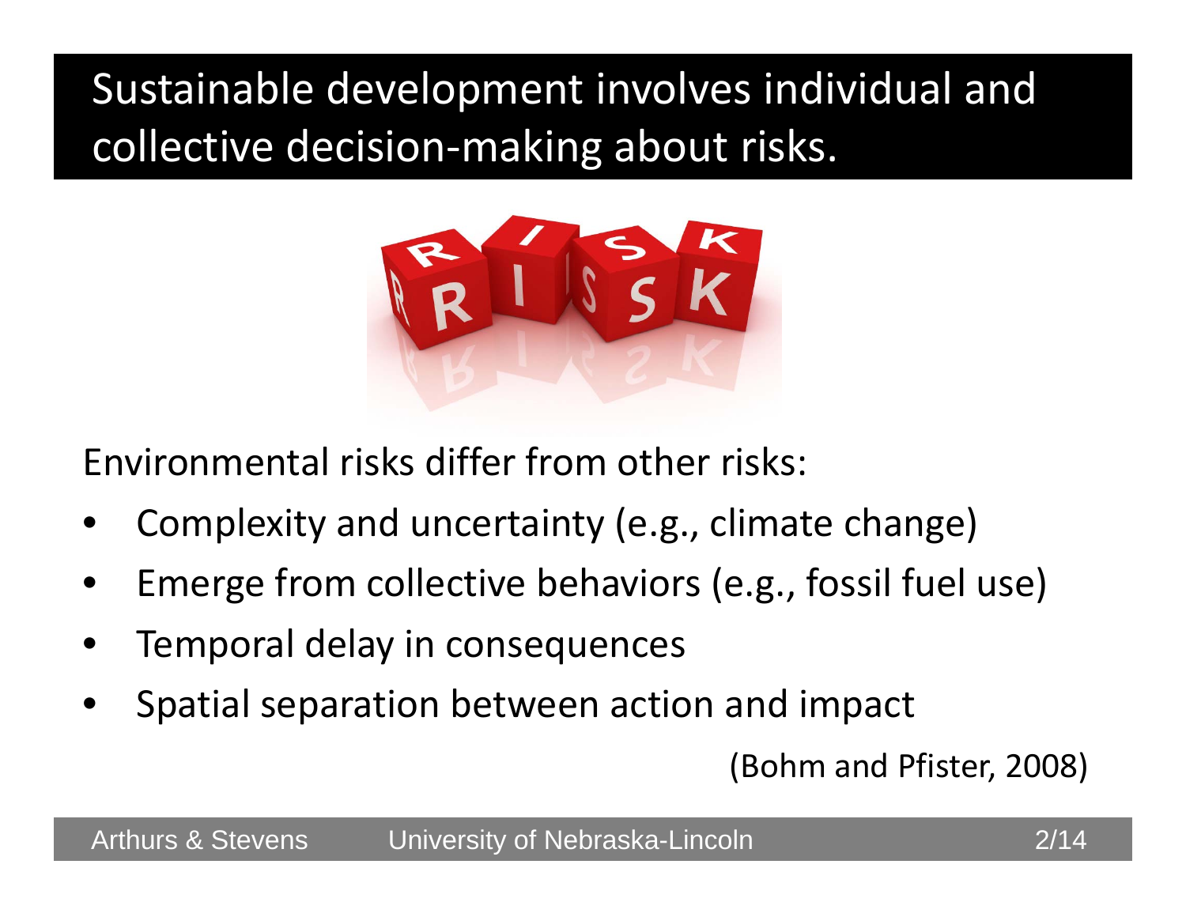# Sustainable development involves individual and collective decision-making about risks.

Environmental risks differ from other risks:

- Complexity and uncertainty (e.g., climate change)
- Emerge from collective behaviors (e.g., fossil fuel use)
- Temporal delay in consequences
- Spatial separation between action and impact

(Bohm and Pfister, 2008)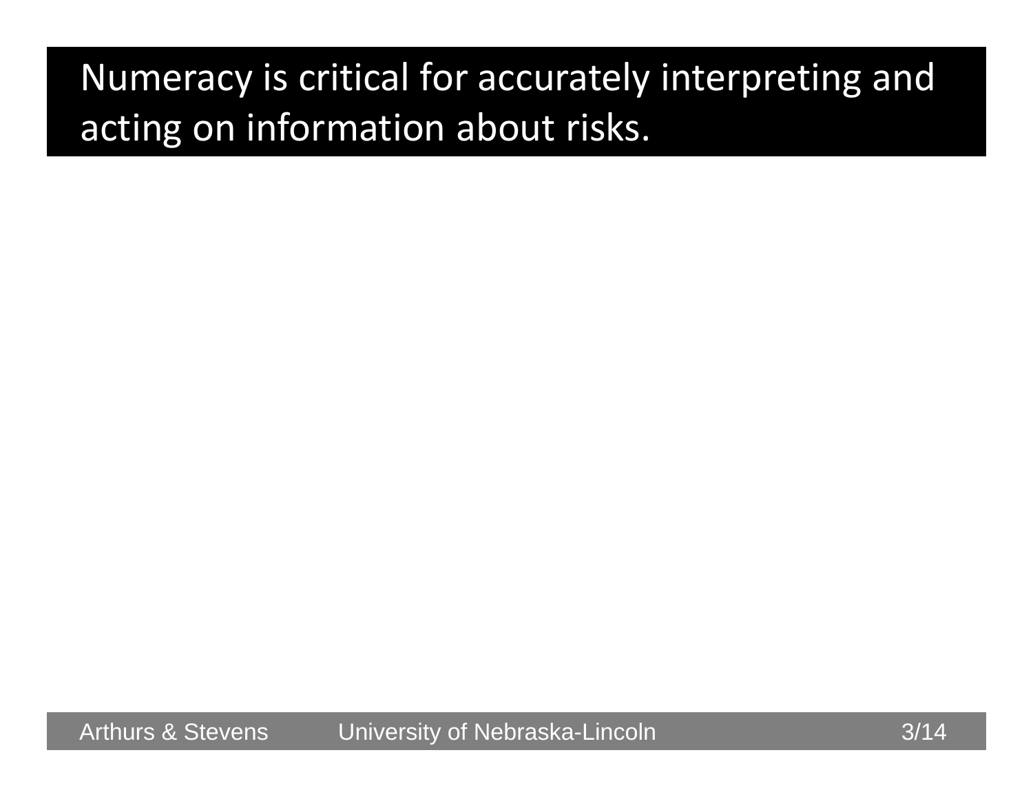# Numeracy is critical for accurately interpreting and acting on information about risks.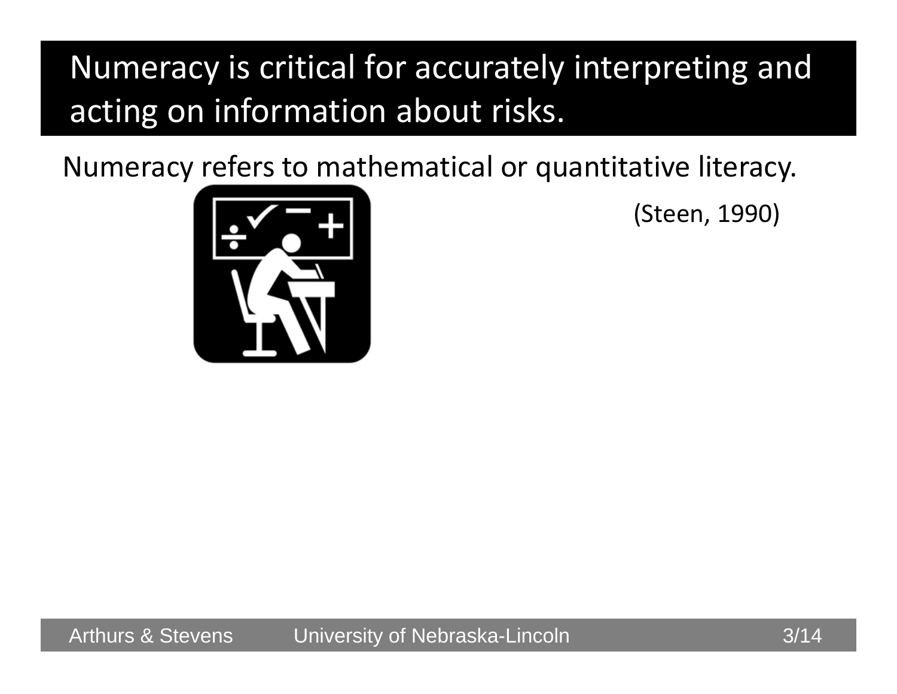# Numeracy is critical for accurately interpreting and acting on information about risks.

Numeracy refers to mathematical or quantitative literacy.

(Steen, 1990)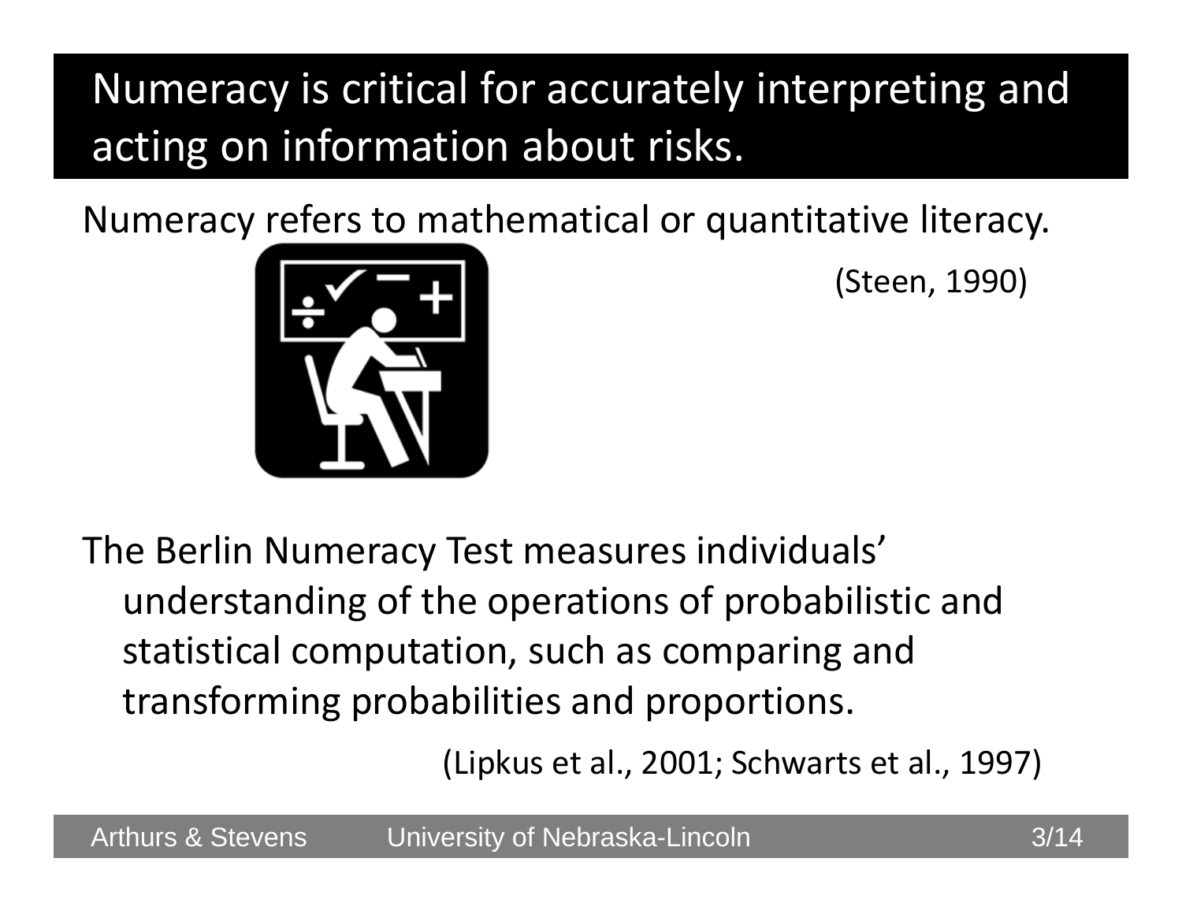# Numeracy is critical for accurately interpreting and acting on information about risks.

Numeracy refers to mathematical or quantitative literacy.

(Steen, 1990)

The Berlin Numeracy Test measures individuals' understanding of the operations of probabilistic and statistical computation, such as comparing and transforming probabilities and proportions.

(Lipkus et al., 2001; Schwarts et al., 1997)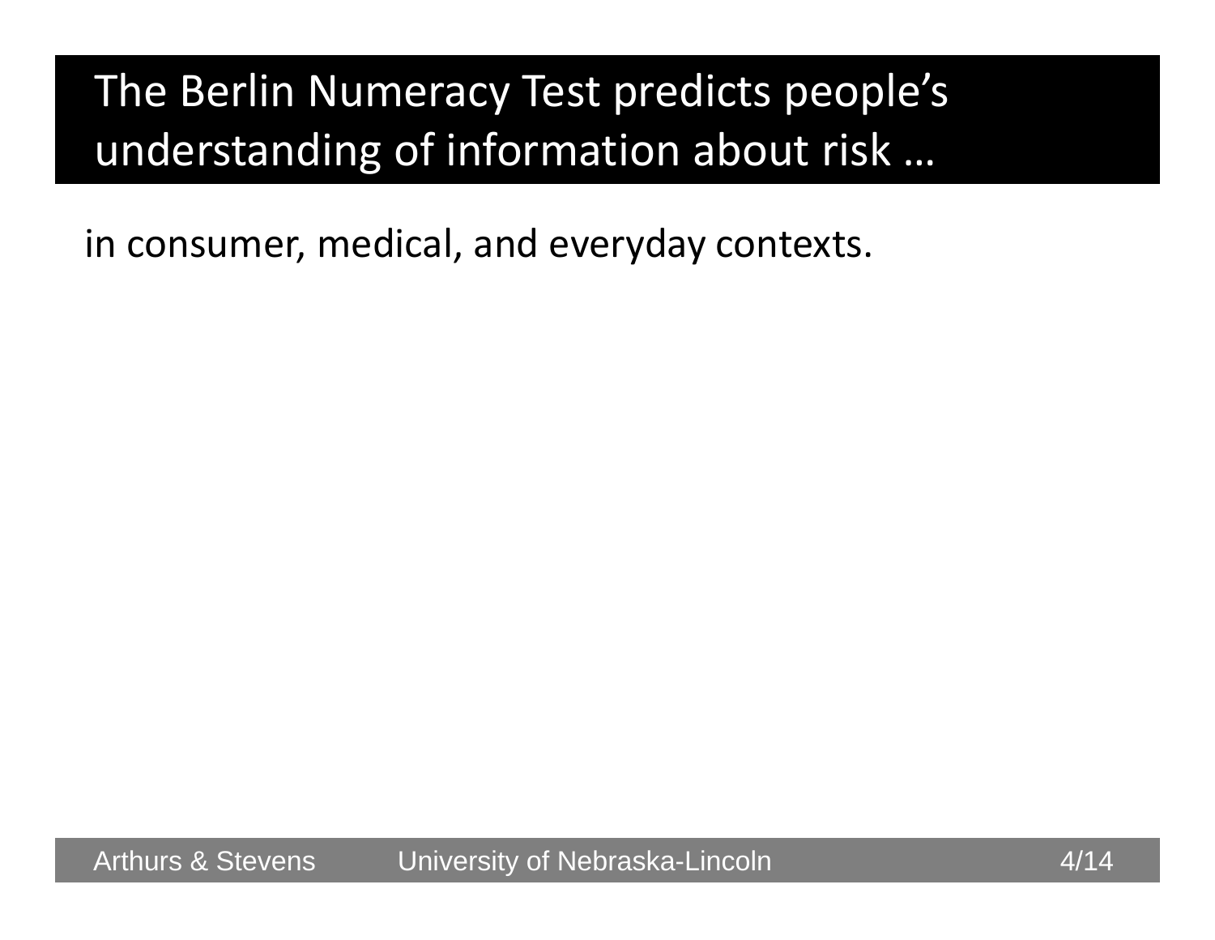# The Berlin Numeracy Test predicts people's understanding of information about risk …

in consumer, medical, and everyday contexts.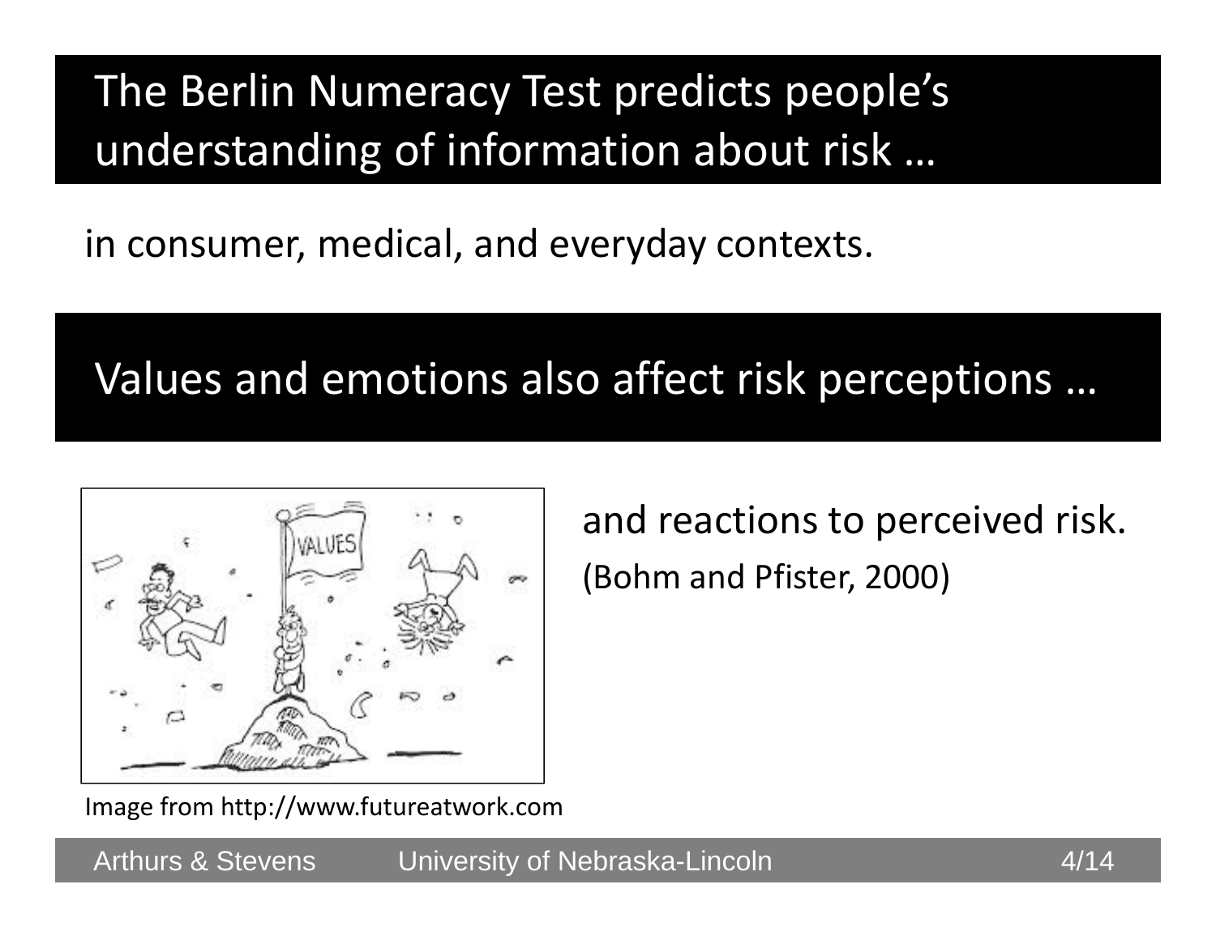## The Berlin Numeracy Test predicts people's understanding of information about risk …

in consumer, medical, and everyday contexts.

## Values and emotions also affect risk perceptions …

and reactions to perceived risk.

(Bohm and Pfister, 2000)

Image from http://www.futureatwork.com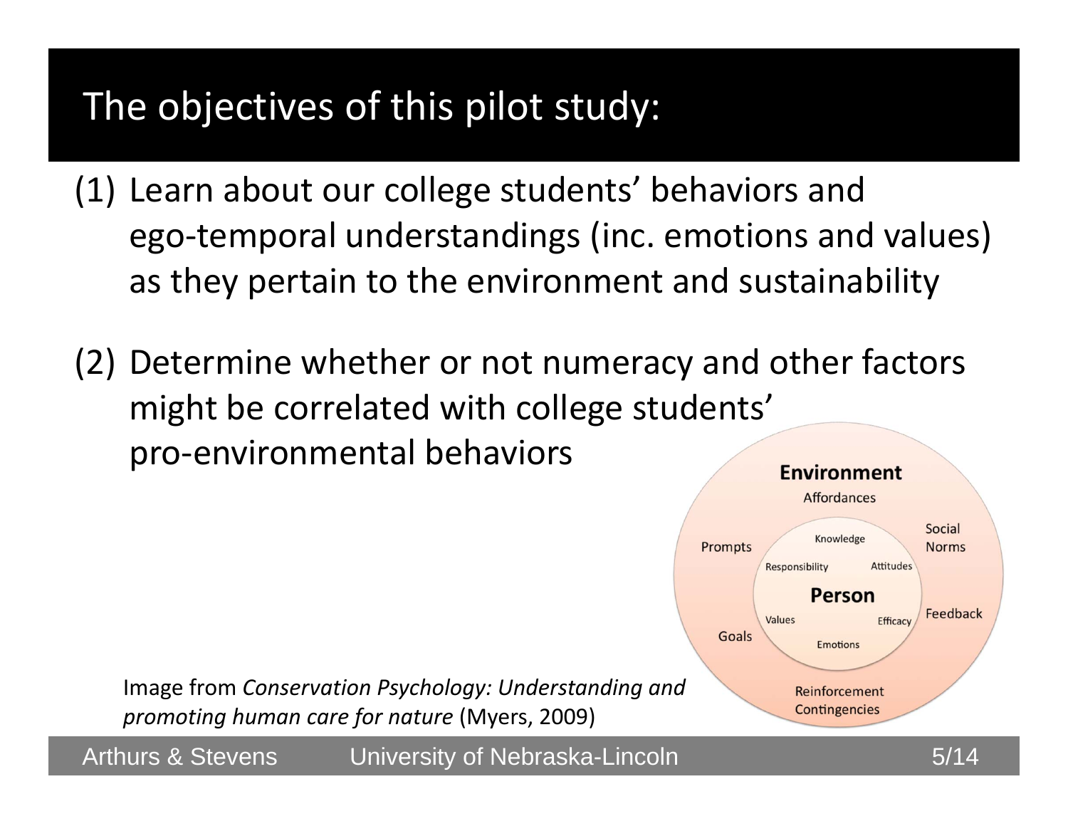# The objectives of this pilot study:

(1) Learn about our college students' behaviors and ego-temporal understandings (inc. emotions and values) as they pertain to the environment and sustainability

(2) Determine whether or not numeracy and other factors might be correlated with college students' pro-environmental behaviors

Image from *Conservation Psychology: Understanding and promoting human care for nature* (Myers, 2009)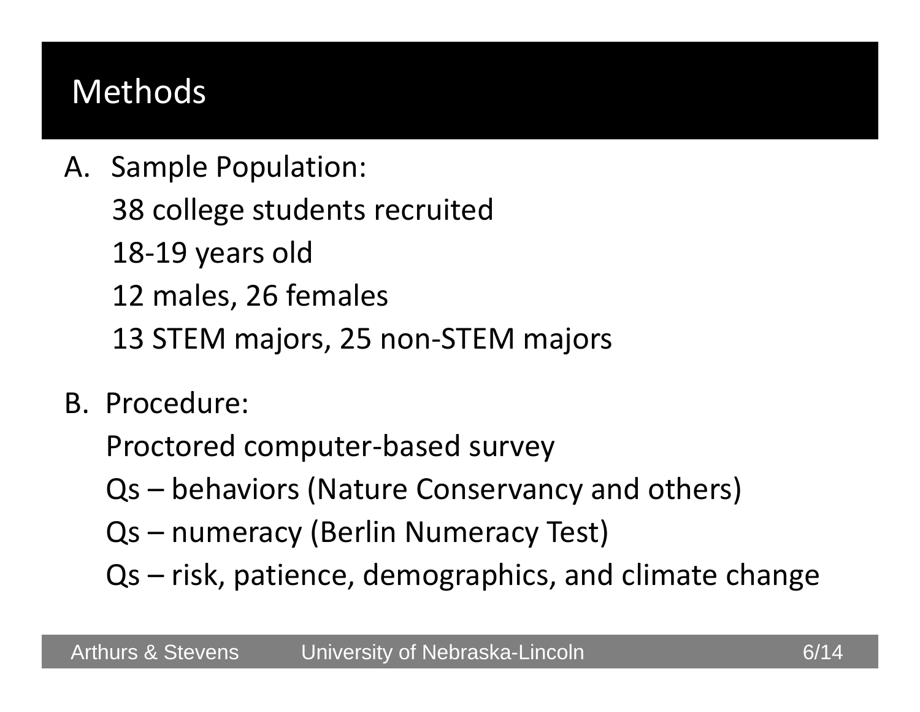# Methods

A. Sample Population:

   38 college students recruited

   18-19 years old

   12 males, 26 females

   13 STEM majors, 25 non-STEM majors

B. Procedure:

   Proctored computer-based survey

   Qs – behaviors (Nature Conservancy and others)

   Qs – numeracy (Berlin Numeracy Test)

   Qs – risk, patience, demographics, and climate change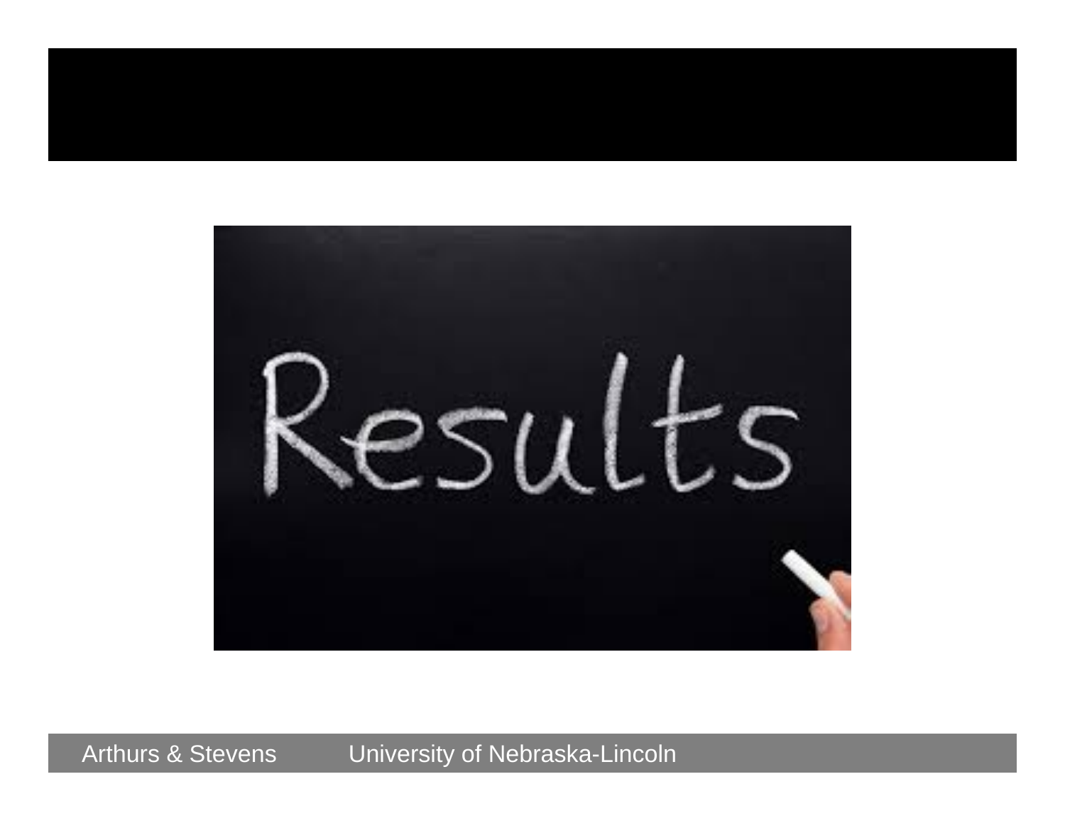# Results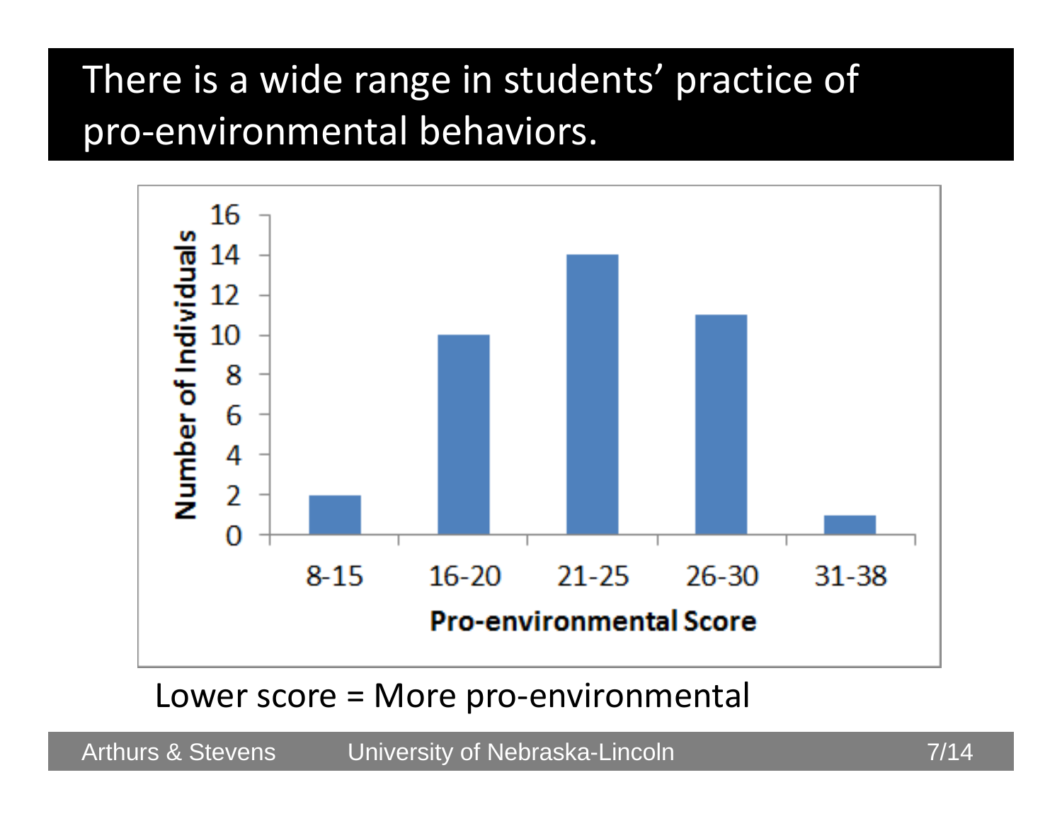# There is a wide range in students' practice of pro-environmental behaviors.

| Pro-environmental Score | Number of Individuals |
|---|---|
| 8-15 | 2 |
| 16-20 | 10 |
| 21-25 | 14 |
| 26-30 | 11 |
| 31-38 | 1 |

Lower score = More pro-environmental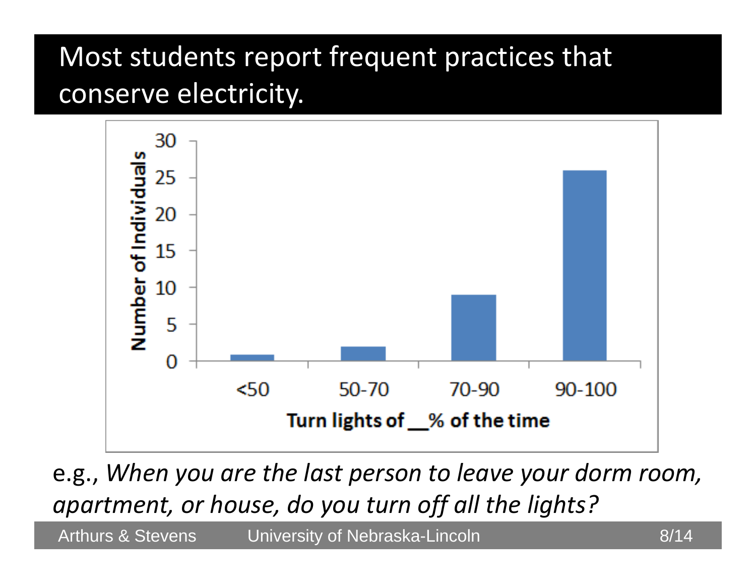# Most students report frequent practices that conserve electricity.

| Turn lights of __% of the time | Number of Individuals |
|---|---|
| <50 | 1 |
| 50-70 | 2 |
| 70-90 | 9 |
| 90-100 | 26 |

e.g., *When you are the last person to leave your dorm room, apartment, or house, do you turn off all the lights?*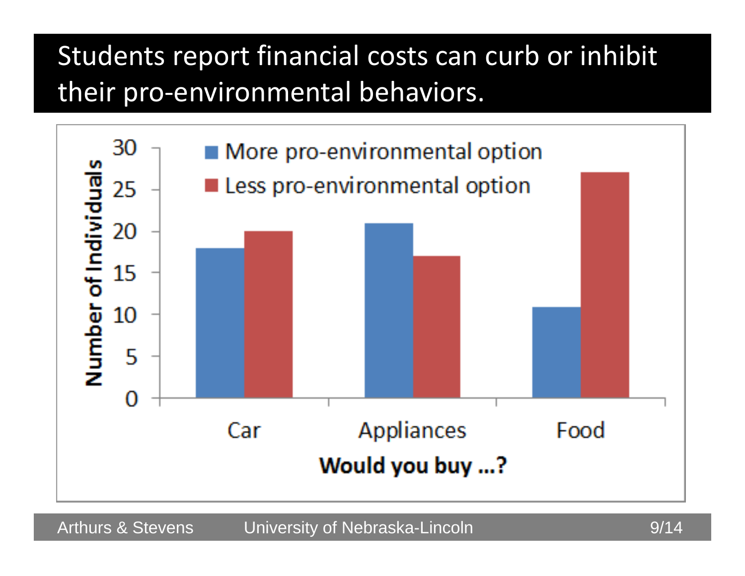# Students report financial costs can curb or inhibit their pro-environmental behaviors.

| Would you buy …? | More pro-environmental option | Less pro-environmental option |
|---|---|---|
| Car | 18 | 20 |
| Appliances | 21 | 17 |
| Food | 11 | 27 |

Number of Individuals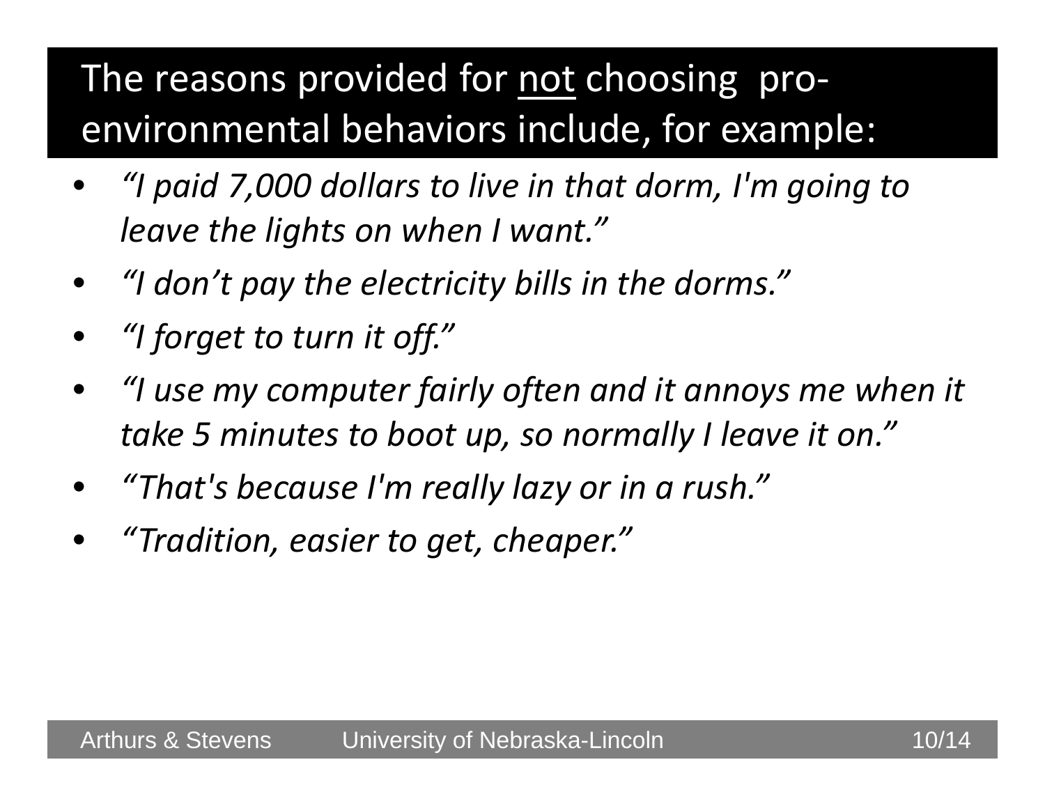## The reasons provided for <u>not</u> choosing pro-environmental behaviors include, for example:

- *"I paid 7,000 dollars to live in that dorm, I'm going to leave the lights on when I want."*
- *"I don't pay the electricity bills in the dorms."*
- *"I forget to turn it off."*
- *"I use my computer fairly often and it annoys me when it take 5 minutes to boot up, so normally I leave it on."*
- *"That's because I'm really lazy or in a rush."*
- *"Tradition, easier to get, cheaper."*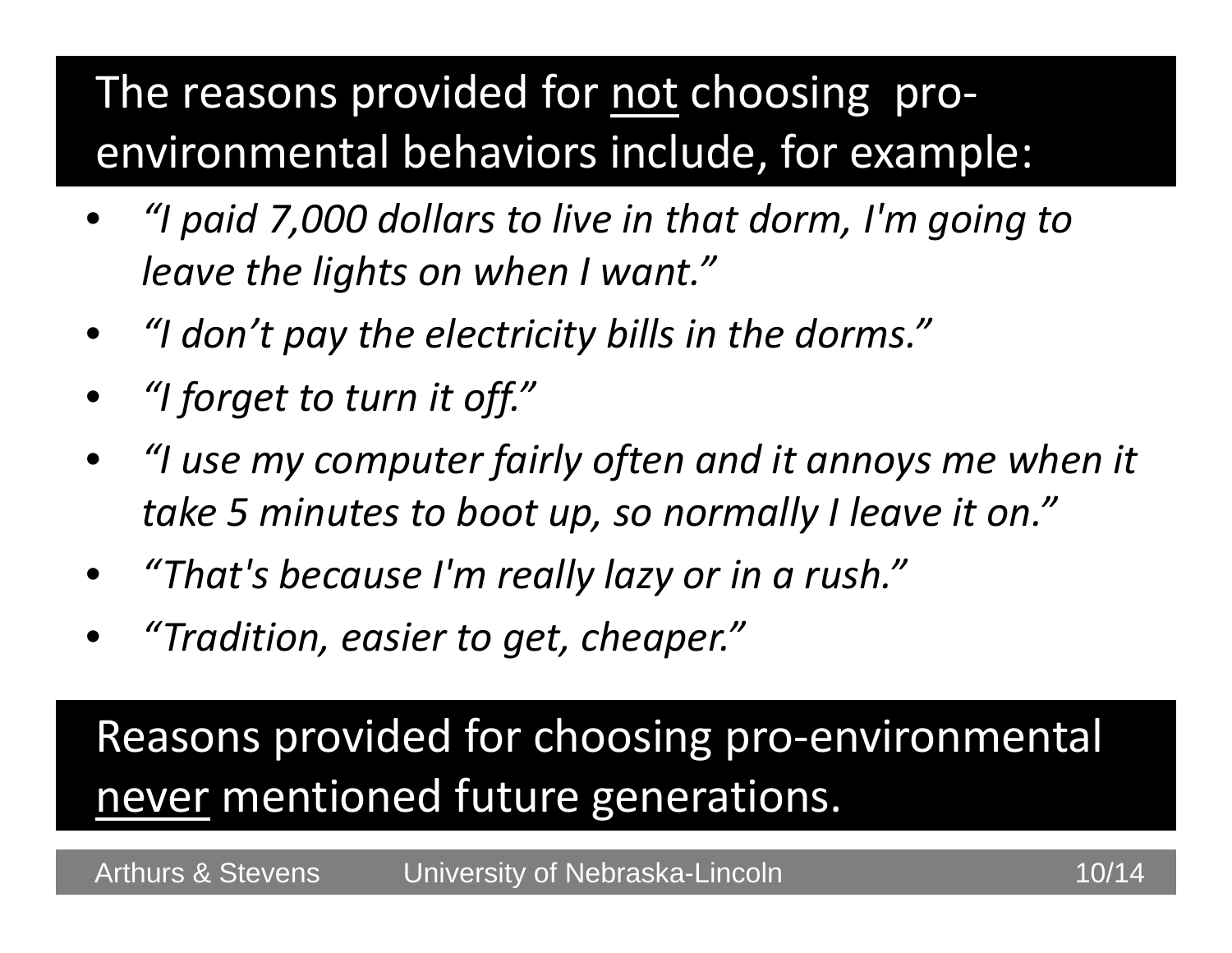## The reasons provided for <u>not</u> choosing pro-environmental behaviors include, for example:

- *"I paid 7,000 dollars to live in that dorm, I'm going to leave the lights on when I want."*
- *"I don't pay the electricity bills in the dorms."*
- *"I forget to turn it off."*
- *"I use my computer fairly often and it annoys me when it take 5 minutes to boot up, so normally I leave it on."*
- *"That's because I'm really lazy or in a rush."*
- *"Tradition, easier to get, cheaper."*

## Reasons provided for choosing pro-environmental <u>never</u> mentioned future generations.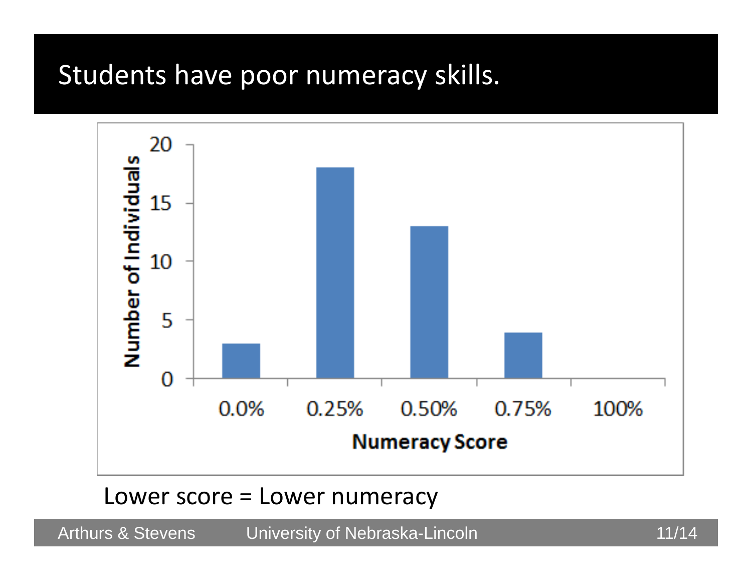# Students have poor numeracy skills.

| Numeracy Score | Number of Individuals |
|---|---|
| 0.0% | 3 |
| 0.25% | 18 |
| 0.50% | 13 |
| 0.75% | 4 |
| 100% | 0 |

Lower score = Lower numeracy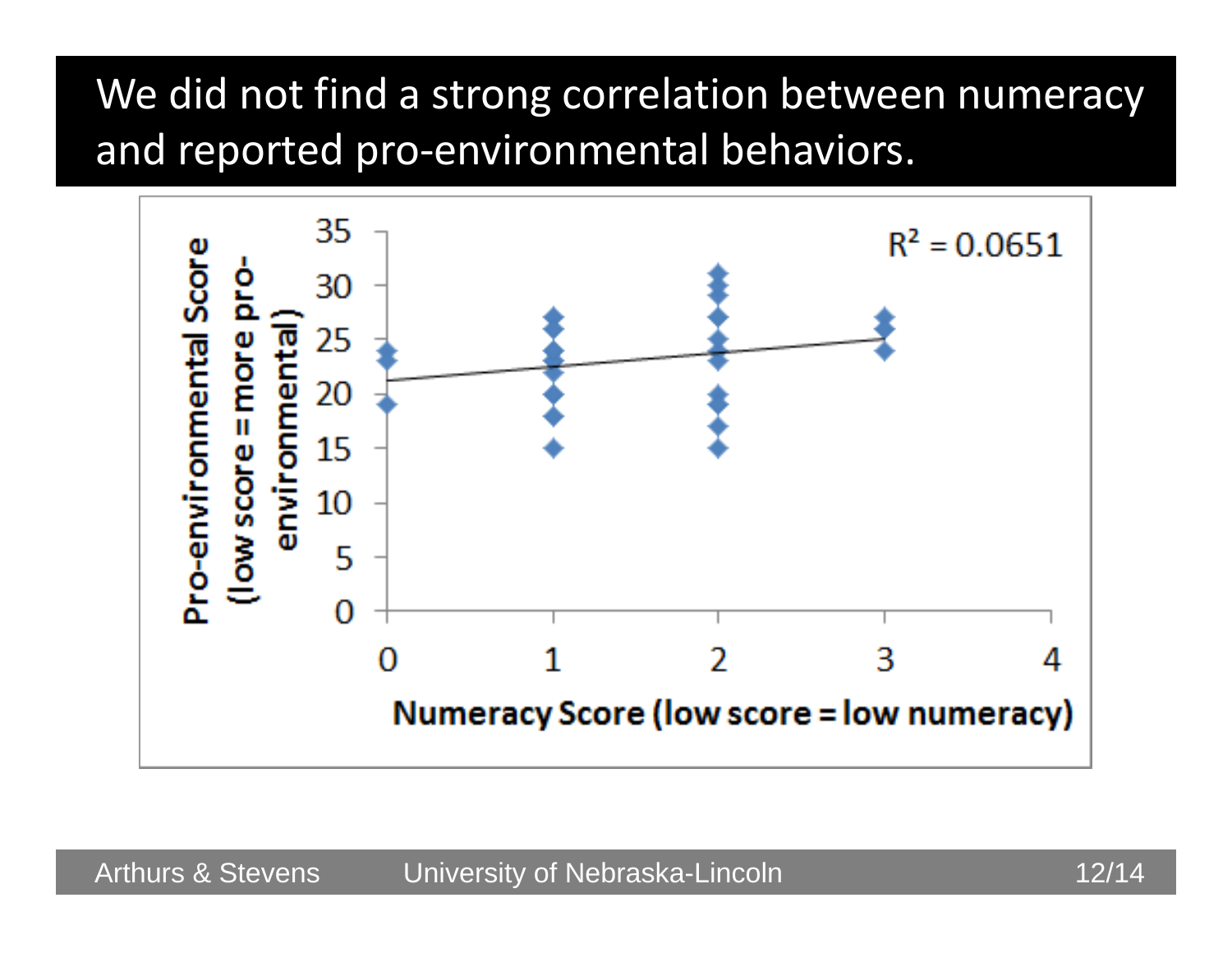# We did not find a strong correlation between numeracy and reported pro-environmental behaviors.

$R^2 = 0.0651$

Pro-environmental Score (low score = more pro-environmental)

Numeracy Score (low score = low numeracy)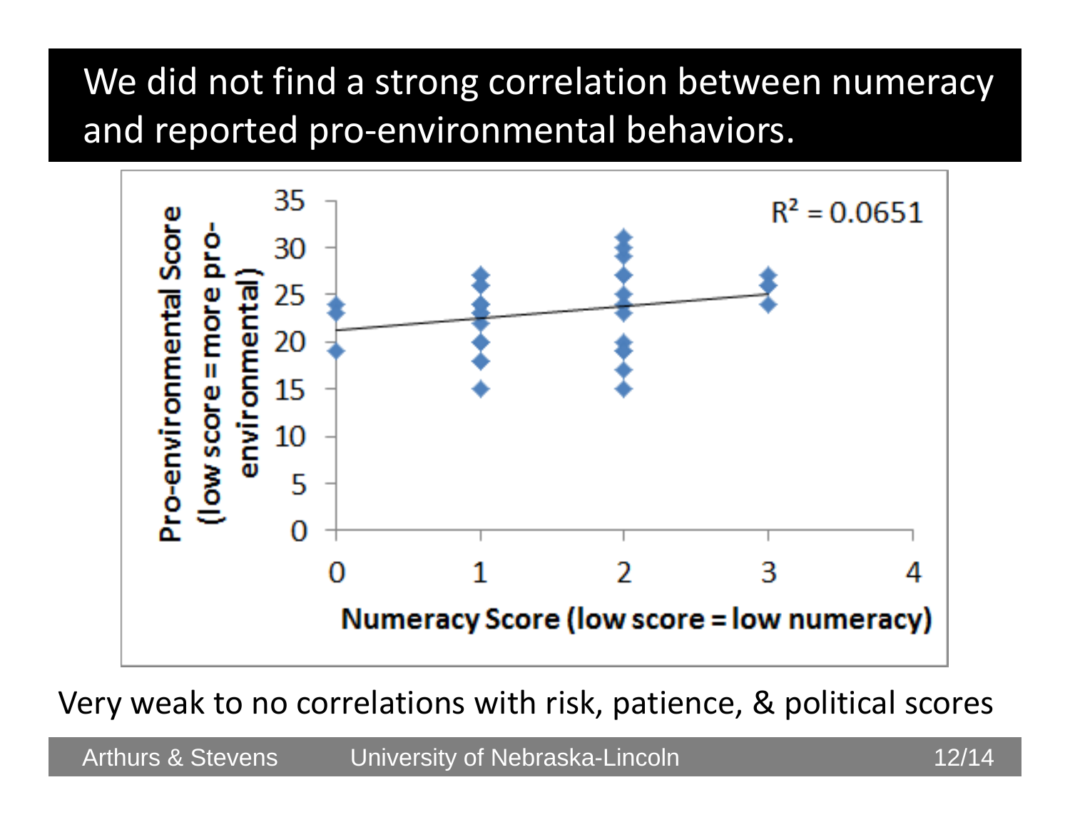# We did not find a strong correlation between numeracy and reported pro-environmental behaviors.

Very weak to no correlations with risk, patience, & political scores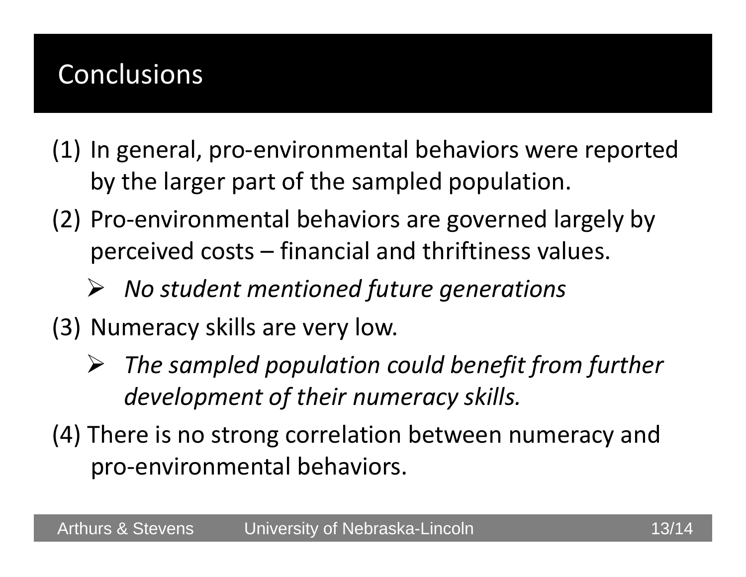# Conclusions

(1) In general, pro-environmental behaviors were reported by the larger part of the sampled population.

(2) Pro-environmental behaviors are governed largely by perceived costs – financial and thriftiness values.

- *No student mentioned future generations*

(3) Numeracy skills are very low.

- *The sampled population could benefit from further development of their numeracy skills.*

(4) There is no strong correlation between numeracy and pro-environmental behaviors.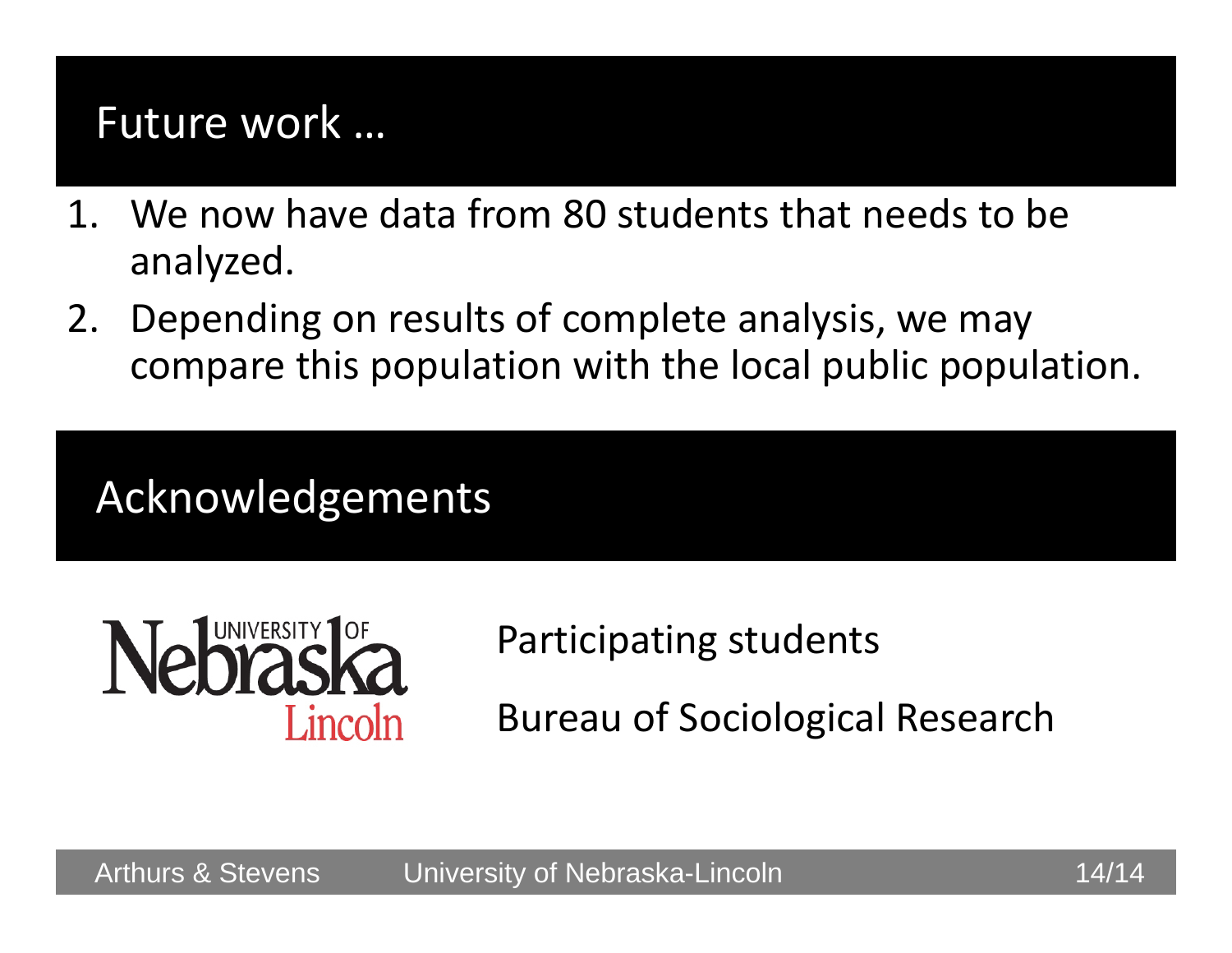## Future work …

1. We now have data from 80 students that needs to be analyzed.
2. Depending on results of complete analysis, we may compare this population with the local public population.

## Acknowledgements

University of Nebraska Lincoln

Participating students

Bureau of Sociological Research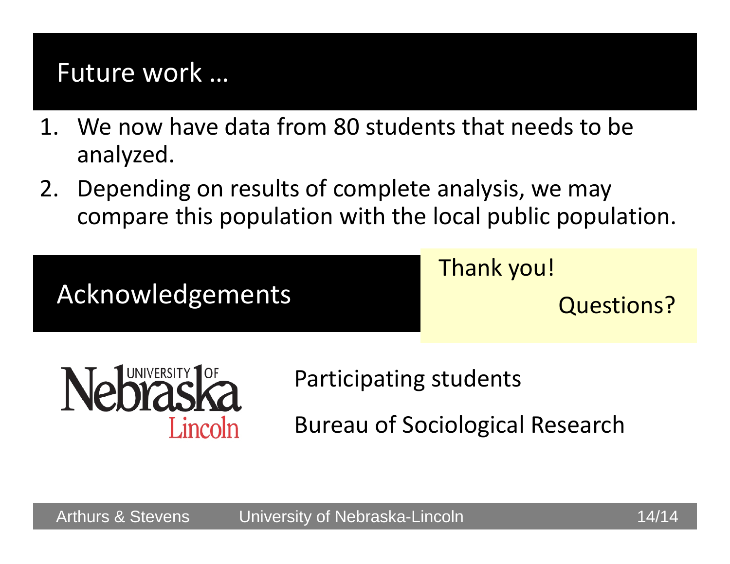## Future work …

1. We now have data from 80 students that needs to be analyzed.
2. Depending on results of complete analysis, we may compare this population with the local public population.

## Acknowledgements

Thank you!

Questions?

University of Nebraska Lincoln

Participating students

Bureau of Sociological Research